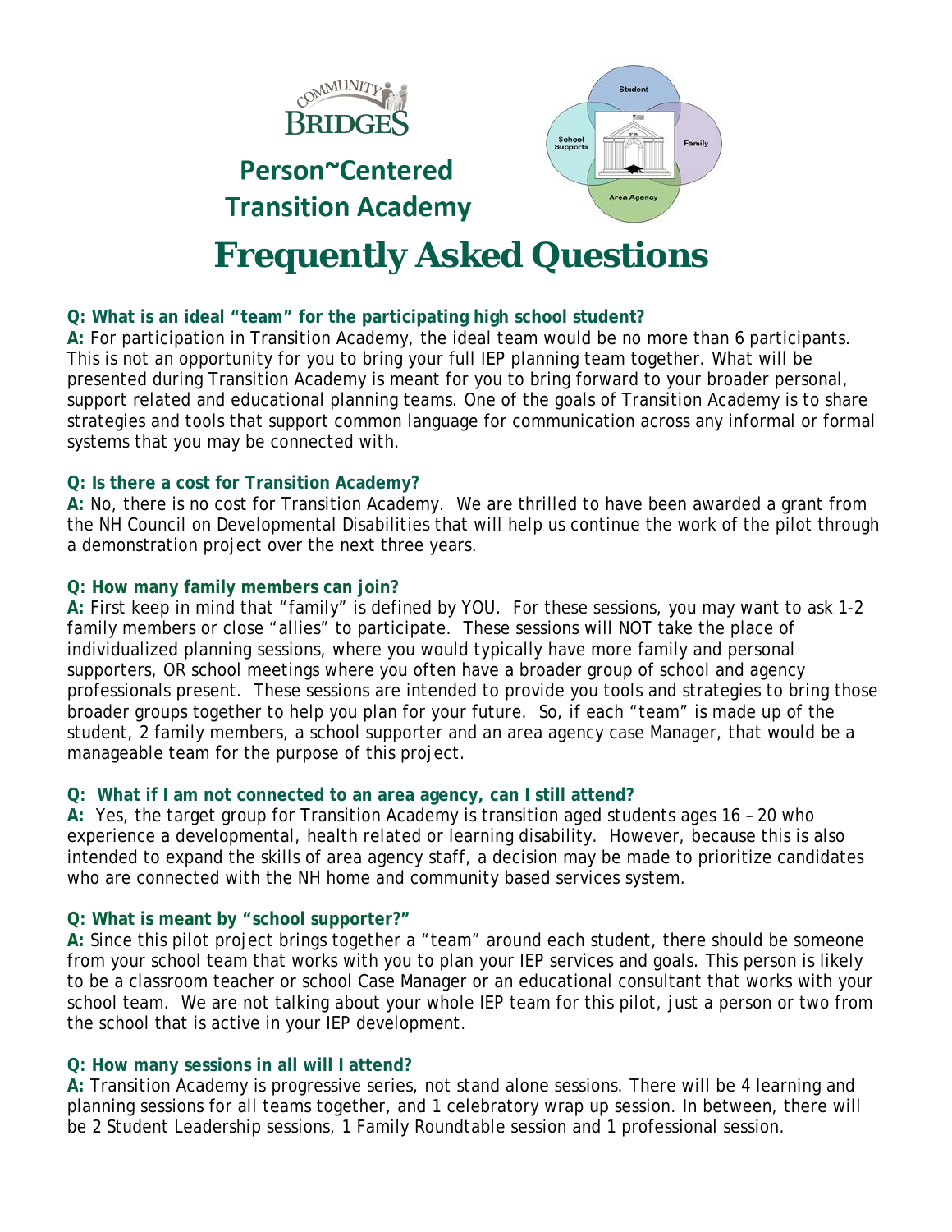# Person~Centered Transition Academy

# Frequently Asked Questions

**Q: What is an ideal "team" for the participating high school student?**

**A:** For participation in Transition Academy, the ideal team would be no more than 6 participants. This is not an opportunity for you to bring your full IEP planning team together. What will be presented during Transition Academy is meant for you to bring forward to your broader personal, support related and educational planning teams. One of the goals of Transition Academy is to share strategies and tools that support common language for communication across any informal or formal systems that you may be connected with.

**Q: Is there a cost for Transition Academy?**

**A:** No, there is no cost for Transition Academy. We are thrilled to have been awarded a grant from the NH Council on Developmental Disabilities that will help us continue the work of the pilot through a demonstration project over the next three years.

**Q: How many family members can join?**

**A:** First keep in mind that "family" is defined by YOU. For these sessions, you may want to ask 1-2 family members or close "allies" to participate. These sessions will NOT take the place of individualized planning sessions, where you would typically have more family and personal supporters, OR school meetings where you often have a broader group of school and agency professionals present. These sessions are intended to provide you tools and strategies to bring those broader groups together to help you plan for your future. So, if each "team" is made up of the student, 2 family members, a school supporter and an area agency case Manager, that would be a manageable team for the purpose of this project.

**Q: What if I am not connected to an area agency, can I still attend?**

**A:** Yes, the target group for Transition Academy is transition aged students ages 16 – 20 who experience a developmental, health related or learning disability. However, because this is also intended to expand the skills of area agency staff, a decision may be made to prioritize candidates who are connected with the NH home and community based services system.

**Q: What is meant by "school supporter?"**

**A:** Since this pilot project brings together a "team" around each student, there should be someone from your school team that works with you to plan your IEP services and goals. This person is likely to be a classroom teacher or school Case Manager or an educational consultant that works with your school team. We are not talking about your whole IEP team for this pilot, just a person or two from the school that is active in your IEP development.

**Q: How many sessions in all will I attend?**

**A:** Transition Academy is progressive series, not stand alone sessions. There will be 4 learning and planning sessions for all teams together, and 1 celebratory wrap up session. In between, there will be 2 Student Leadership sessions, 1 Family Roundtable session and 1 professional session.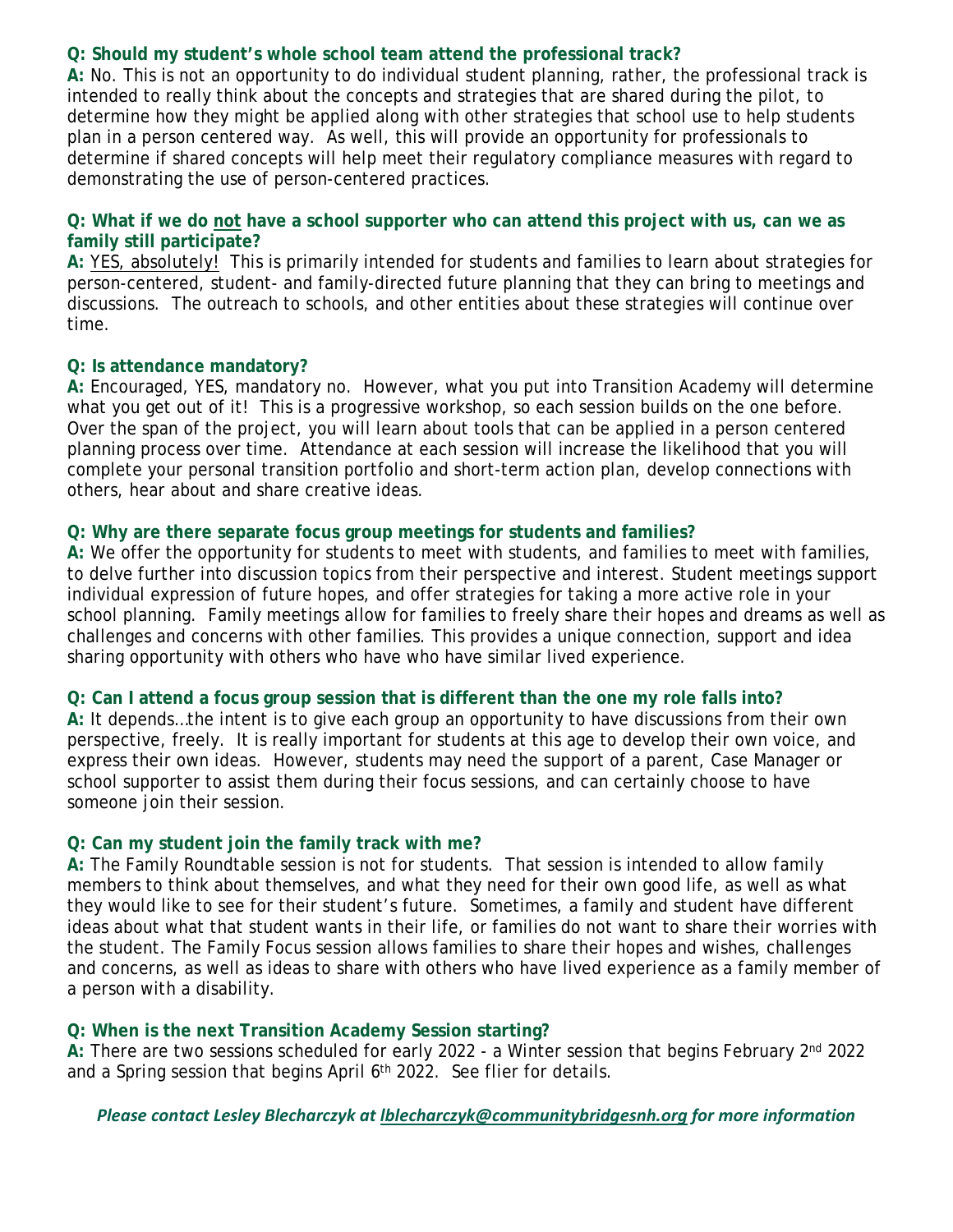**Q: Should my student's whole school team attend the professional track?**
**A:** No. This is not an opportunity to do individual student planning, rather, the professional track is intended to really think about the concepts and strategies that are shared during the pilot, to determine how they might be applied along with other strategies that school use to help students plan in a person centered way. As well, this will provide an opportunity for professionals to determine if shared concepts will help meet their regulatory compliance measures with regard to demonstrating the use of person-centered practices.

**Q: What if we do not have a school supporter who can attend this project with us, can we as family still participate?**
**A:** YES, absolutely! This is primarily intended for students and families to learn about strategies for person-centered, student- and family-directed future planning that they can bring to meetings and discussions. The outreach to schools, and other entities about these strategies will continue over time.

**Q: Is attendance mandatory?**
**A:** Encouraged, YES, mandatory no. However, what you put into Transition Academy will determine what you get out of it! This is a progressive workshop, so each session builds on the one before. Over the span of the project, you will learn about tools that can be applied in a person centered planning process over time. Attendance at each session will increase the likelihood that you will complete your personal transition portfolio and short-term action plan, develop connections with others, hear about and share creative ideas.

**Q: Why are there separate focus group meetings for students and families?**
**A:** We offer the opportunity for students to meet with students, and families to meet with families, to delve further into discussion topics from their perspective and interest. Student meetings support individual expression of future hopes, and offer strategies for taking a more active role in your school planning. Family meetings allow for families to freely share their hopes and dreams as well as challenges and concerns with other families. This provides a unique connection, support and idea sharing opportunity with others who have who have similar lived experience.

**Q: Can I attend a focus group session that is different than the one my role falls into?**
**A:** It depends…the intent is to give each group an opportunity to have discussions from their own perspective, freely. It is really important for students at this age to develop their own voice, and express their own ideas. However, students may need the support of a parent, Case Manager or school supporter to assist them during their focus sessions, and can certainly choose to have someone join their session.

**Q: Can my student join the family track with me?**
**A:** The Family Roundtable session is not for students. That session is intended to allow family members to think about themselves, and what they need for their own good life, as well as what they would like to see for their student's future. Sometimes, a family and student have different ideas about what that student wants in their life, or families do not want to share their worries with the student. The Family Focus session allows families to share their hopes and wishes, challenges and concerns, as well as ideas to share with others who have lived experience as a family member of a person with a disability.

**Q: When is the next Transition Academy Session starting?**
**A:** There are two sessions scheduled for early 2022 - a Winter session that begins February 2nd 2022 and a Spring session that begins April 6th 2022. See flier for details.

***Please contact Lesley Blecharczyk at lblecharczyk@communitybridgesnh.org for more information***